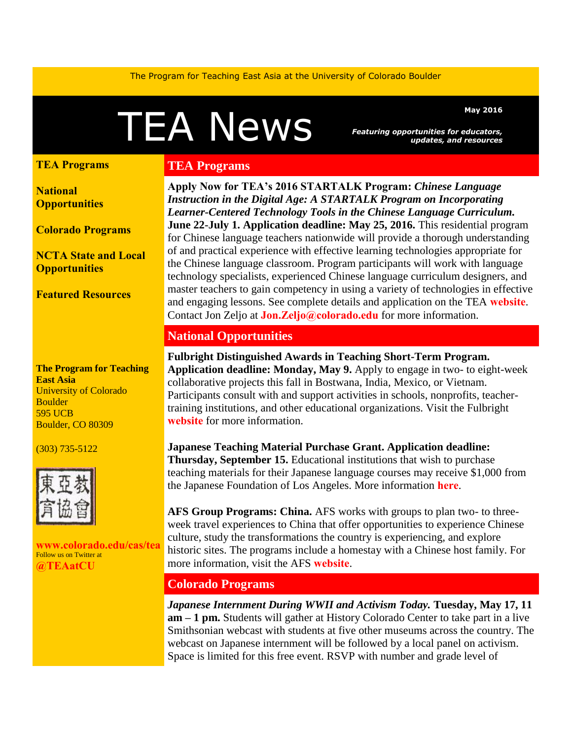The Program for Teaching East Asia at the University of Colorado Boulder

# TEA News

**May 2016**

***Featuring opportunities for educators, updates, and resources***

**TEA Programs**

**National Opportunities**

**Colorado Programs**

**NCTA State and Local Opportunities**

**Featured Resources**

**The Program for Teaching East Asia**
University of Colorado Boulder
595 UCB
Boulder, CO 80309

(303) 735-5122

東亞教育協會

**www.colorado.edu/cas/tea**
Follow us on Twitter at
**@TEAatCU**

## TEA Programs

**Apply Now for TEA's 2016 STARTALK Program: *Chinese Language Instruction in the Digital Age: A STARTALK Program on Incorporating Learner-Centered Technology Tools in the Chinese Language Curriculum.* June 22-July 1. Application deadline: May 25, 2016.** This residential program for Chinese language teachers nationwide will provide a thorough understanding of and practical experience with effective learning technologies appropriate for the Chinese language classroom. Program participants will work with language technology specialists, experienced Chinese language curriculum designers, and master teachers to gain competency in using a variety of technologies in effective and engaging lessons. See complete details and application on the TEA **website**. Contact Jon Zeljo at **Jon.Zeljo@colorado.edu** for more information.

## National Opportunities

**Fulbright Distinguished Awards in Teaching Short-Term Program. Application deadline: Monday, May 9.** Apply to engage in two- to eight-week collaborative projects this fall in Bostwana, India, Mexico, or Vietnam. Participants consult with and support activities in schools, nonprofits, teacher-training institutions, and other educational organizations. Visit the Fulbright **website** for more information.

**Japanese Teaching Material Purchase Grant. Application deadline: Thursday, September 15.** Educational institutions that wish to purchase teaching materials for their Japanese language courses may receive $1,000 from the Japanese Foundation of Los Angeles. More information **here**.

**AFS Group Programs: China.** AFS works with groups to plan two- to three-week travel experiences to China that offer opportunities to experience Chinese culture, study the transformations the country is experiencing, and explore historic sites. The programs include a homestay with a Chinese host family. For more information, visit the AFS **website**.

## Colorado Programs

***Japanese Internment During WWII and Activism Today.* Tuesday, May 17, 11 am – 1 pm.** Students will gather at History Colorado Center to take part in a live Smithsonian webcast with students at five other museums across the country. The webcast on Japanese internment will be followed by a local panel on activism. Space is limited for this free event. RSVP with number and grade level of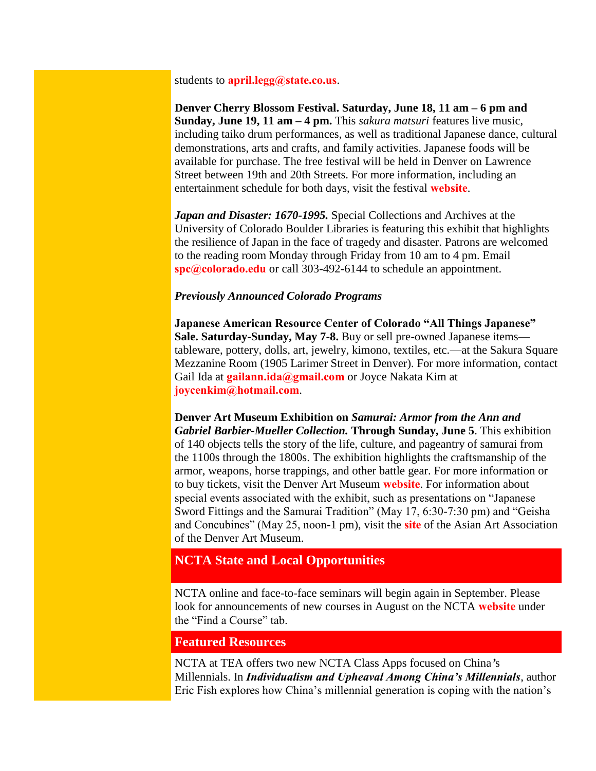students to **april.legg@state.co.us**.

**Denver Cherry Blossom Festival. Saturday, June 18, 11 am – 6 pm and Sunday, June 19, 11 am – 4 pm.** This *sakura matsuri* features live music, including taiko drum performances, as well as traditional Japanese dance, cultural demonstrations, arts and crafts, and family activities. Japanese foods will be available for purchase. The free festival will be held in Denver on Lawrence Street between 19th and 20th Streets. For more information, including an entertainment schedule for both days, visit the festival **website**.

***Japan and Disaster: 1670-1995.*** Special Collections and Archives at the University of Colorado Boulder Libraries is featuring this exhibit that highlights the resilience of Japan in the face of tragedy and disaster. Patrons are welcomed to the reading room Monday through Friday from 10 am to 4 pm. Email **spc@colorado.edu** or call 303-492-6144 to schedule an appointment.

***Previously Announced Colorado Programs***

**Japanese American Resource Center of Colorado "All Things Japanese" Sale. Saturday-Sunday, May 7-8.** Buy or sell pre-owned Japanese items—tableware, pottery, dolls, art, jewelry, kimono, textiles, etc.—at the Sakura Square Mezzanine Room (1905 Larimer Street in Denver). For more information, contact Gail Ida at **gailann.ida@gmail.com** or Joyce Nakata Kim at **joycenkim@hotmail.com**.

**Denver Art Museum Exhibition on *Samurai: Armor from the Ann and Gabriel Barbier-Mueller Collection.* Through Sunday, June 5**. This exhibition of 140 objects tells the story of the life, culture, and pageantry of samurai from the 1100s through the 1800s. The exhibition highlights the craftsmanship of the armor, weapons, horse trappings, and other battle gear. For more information or to buy tickets, visit the Denver Art Museum **website**. For information about special events associated with the exhibit, such as presentations on "Japanese Sword Fittings and the Samurai Tradition" (May 17, 6:30-7:30 pm) and "Geisha and Concubines" (May 25, noon-1 pm), visit the **site** of the Asian Art Association of the Denver Art Museum.

## NCTA State and Local Opportunities

NCTA online and face-to-face seminars will begin again in September. Please look for announcements of new courses in August on the NCTA **website** under the "Find a Course" tab.

## Featured Resources

NCTA at TEA offers two new NCTA Class Apps focused on China's Millennials. In ***Individualism and Upheaval Among China's Millennials***, author Eric Fish explores how China's millennial generation is coping with the nation's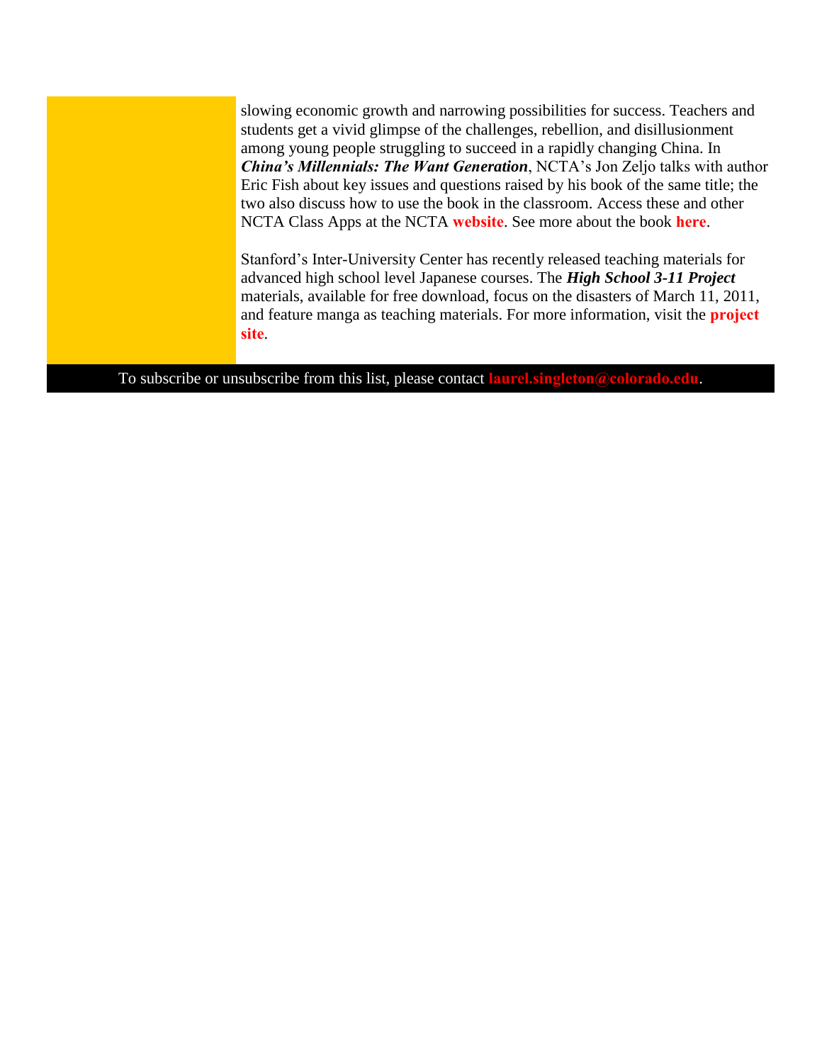slowing economic growth and narrowing possibilities for success. Teachers and students get a vivid glimpse of the challenges, rebellion, and disillusionment among young people struggling to succeed in a rapidly changing China. In ***China's Millennials: The Want Generation***, NCTA's Jon Zeljo talks with author Eric Fish about key issues and questions raised by his book of the same title; the two also discuss how to use the book in the classroom. Access these and other NCTA Class Apps at the NCTA **website**. See more about the book **here**.

Stanford's Inter-University Center has recently released teaching materials for advanced high school level Japanese courses. The ***High School 3-11 Project*** materials, available for free download, focus on the disasters of March 11, 2011, and feature manga as teaching materials. For more information, visit the **project site**.

To subscribe or unsubscribe from this list, please contact **laurel.singleton@colorado.edu**.